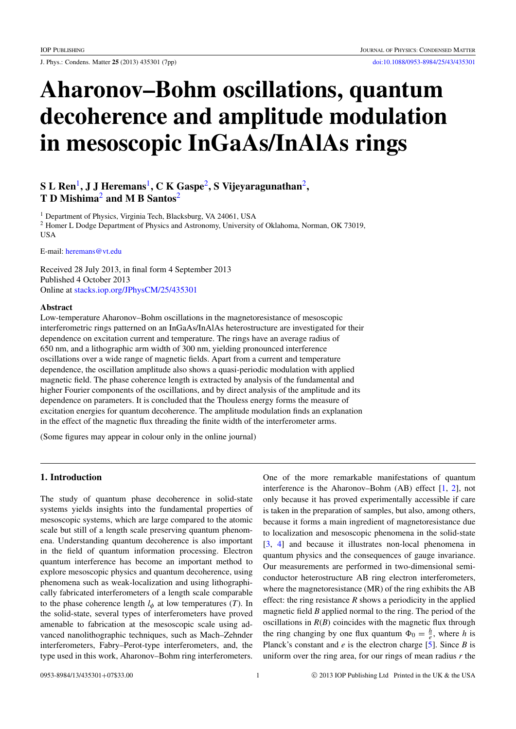# Aharonov–Bohm oscillations, quantum decoherence and amplitude modulation in mesoscopic InGaAs/InAlAs rings

**S L Ren[1], J J Heremans[1], C K Gaspe[2], S Vijeyaragunathan[2], T D Mishima[2] and M B Santos[2]**

[1] Department of Physics, Virginia Tech, Blacksburg, VA 24061, USA
[2] Homer L Dodge Department of Physics and Astronomy, University of Oklahoma, Norman, OK 73019, USA

E-mail: heremans@vt.edu

Received 28 July 2013, in final form 4 September 2013
Published 4 October 2013
Online at stacks.iop.org/JPhysCM/25/435301

### Abstract

Low-temperature Aharonov–Bohm oscillations in the magnetoresistance of mesoscopic interferometric rings patterned on an InGaAs/InAlAs heterostructure are investigated for their dependence on excitation current and temperature. The rings have an average radius of 650 nm, and a lithographic arm width of 300 nm, yielding pronounced interference oscillations over a wide range of magnetic fields. Apart from a current and temperature dependence, the oscillation amplitude also shows a quasi-periodic modulation with applied magnetic field. The phase coherence length is extracted by analysis of the fundamental and higher Fourier components of the oscillations, and by direct analysis of the amplitude and its dependence on parameters. It is concluded that the Thouless energy forms the measure of excitation energies for quantum decoherence. The amplitude modulation finds an explanation in the effect of the magnetic flux threading the finite width of the interferometer arms.

(Some figures may appear in colour only in the online journal)

## 1. Introduction

The study of quantum phase decoherence in solid-state systems yields insights into the fundamental properties of mesoscopic systems, which are large compared to the atomic scale but still of a length scale preserving quantum phenomena. Understanding quantum decoherence is also important in the field of quantum information processing. Electron quantum interference has become an important method to explore mesoscopic physics and quantum decoherence, using phenomena such as weak-localization and using lithographically fabricated interferometers of a length scale comparable to the phase coherence length $l_\phi$ at low temperatures ($T$). In the solid-state, several types of interferometers have proved amenable to fabrication at the mesoscopic scale using advanced nanolithographic techniques, such as Mach–Zehnder interferometers, Fabry–Perot-type interferometers, and, the type used in this work, Aharonov–Bohm ring interferometers. One of the more remarkable manifestations of quantum interference is the Aharonov–Bohm (AB) effect [1, 2], not only because it has proved experimentally accessible if care is taken in the preparation of samples, but also, among others, because it forms a main ingredient of magnetoresistance due to localization and mesoscopic phenomena in the solid-state [3, 4] and because it illustrates non-local phenomena in quantum physics and the consequences of gauge invariance. Our measurements are performed in two-dimensional semiconductor heterostructure AB ring electron interferometers, where the magnetoresistance (MR) of the ring exhibits the AB effect: the ring resistance $R$ shows a periodicity in the applied magnetic field $B$ applied normal to the ring. The period of the oscillations in $R(B)$ coincides with the magnetic flux through the ring changing by one flux quantum $\Phi_0 = \frac{h}{e}$, where $h$ is Planck's constant and $e$ is the electron charge [5]. Since $B$ is uniform over the ring area, for our rings of mean radius $r$ the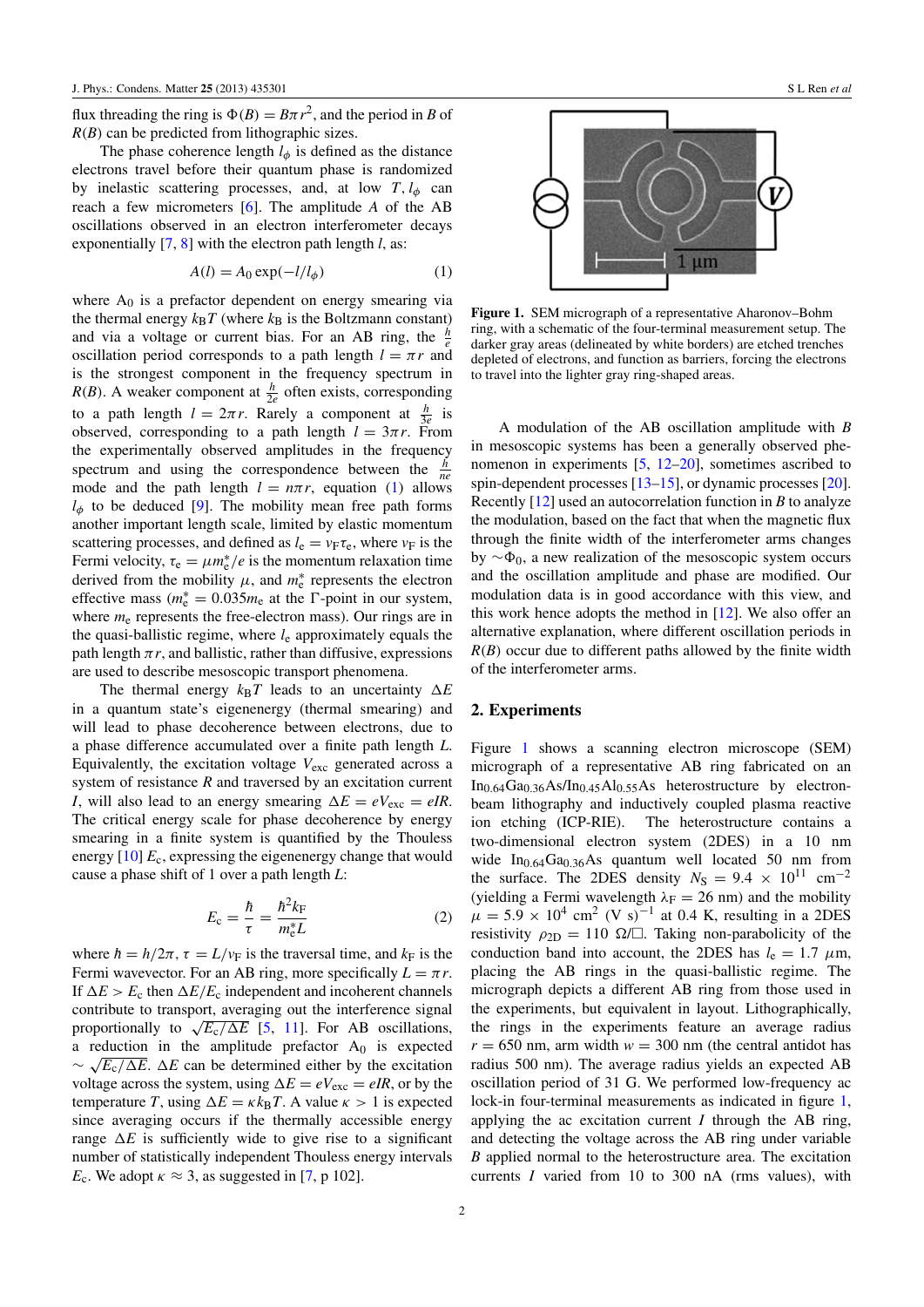flux threading the ring is $\Phi(B) = B\pi r^2$, and the period in $B$ of $R(B)$ can be predicted from lithographic sizes.

The phase coherence length $l_\phi$ is defined as the distance electrons travel before their quantum phase is randomized by inelastic scattering processes, and, at low $T$, $l_\phi$ can reach a few micrometers [6]. The amplitude $A$ of the AB oscillations observed in an electron interferometer decays exponentially [7, 8] with the electron path length $l$, as:

$$A(l) = A_0 \exp(-l/l_\phi) \tag{1}$$

where $A_0$ is a prefactor dependent on energy smearing via the thermal energy $k_B T$ (where $k_B$ is the Boltzmann constant) and via a voltage or current bias. For an AB ring, the $\frac{h}{e}$ oscillation period corresponds to a path length $l = \pi r$ and is the strongest component in the frequency spectrum in $R(B)$. A weaker component at $\frac{h}{2e}$ often exists, corresponding to a path length $l = 2\pi r$. Rarely a component at $\frac{h}{3e}$ is observed, corresponding to a path length $l = 3\pi r$. From the experimentally observed amplitudes in the frequency spectrum and using the correspondence between the $\frac{h}{ne}$ mode and the path length $l = n\pi r$, equation (1) allows $l_\phi$ to be deduced [9]. The mobility mean free path forms another important length scale, limited by elastic momentum scattering processes, and defined as $l_e = v_F \tau_e$, where $v_F$ is the Fermi velocity, $\tau_e = \mu m_e^*/e$ is the momentum relaxation time derived from the mobility $\mu$, and $m_e^*$ represents the electron effective mass ($m_e^* = 0.035 m_e$ at the $\Gamma$-point in our system, where $m_e$ represents the free-electron mass). Our rings are in the quasi-ballistic regime, where $l_e$ approximately equals the path length $\pi r$, and ballistic, rather than diffusive, expressions are used to describe mesoscopic transport phenomena.

The thermal energy $k_B T$ leads to an uncertainty $\Delta E$ in a quantum state's eigenenergy (thermal smearing) and will lead to phase decoherence between electrons, due to a phase difference accumulated over a finite path length $L$. Equivalently, the excitation voltage $V_{exc}$ generated across a system of resistance $R$ and traversed by an excitation current $I$, will also lead to an energy smearing $\Delta E = eV_{exc} = eIR$. The critical energy scale for phase decoherence by energy smearing in a finite system is quantified by the Thouless energy [10] $E_c$, expressing the eigenenergy change that would cause a phase shift of 1 over a path length $L$:

$$E_c = \frac{\hbar}{\tau} = \frac{\hbar^2 k_F}{m_e^* L} \tag{2}$$

where $\hbar = h/2\pi$, $\tau = L/v_F$ is the traversal time, and $k_F$ is the Fermi wavevector. For an AB ring, more specifically $L = \pi r$. If $\Delta E > E_c$ then $\Delta E/E_c$ independent and incoherent channels contribute to transport, averaging out the interference signal proportionally to $\sqrt{E_c/\Delta E}$ [5, 11]. For AB oscillations, a reduction in the amplitude prefactor $A_0$ is expected $\sim \sqrt{E_c/\Delta E}$. $\Delta E$ can be determined either by the excitation voltage across the system, using $\Delta E = eV_{exc} = eIR$, or by the temperature $T$, using $\Delta E = \kappa k_B T$. A value $\kappa > 1$ is expected since averaging occurs if the thermally accessible energy range $\Delta E$ is sufficiently wide to give rise to a significant number of statistically independent Thouless energy intervals $E_c$. We adopt $\kappa \approx 3$, as suggested in [7, p 102].

**Figure 1.** SEM micrograph of a representative Aharonov–Bohm ring, with a schematic of the four-terminal measurement setup. The darker gray areas (delineated by white borders) are etched trenches depleted of electrons, and function as barriers, forcing the electrons to travel into the lighter gray ring-shaped areas.

A modulation of the AB oscillation amplitude with $B$ in mesoscopic systems has been a generally observed phenomenon in experiments [5, 12–20], sometimes ascribed to spin-dependent processes [13–15], or dynamic processes [20]. Recently [12] used an autocorrelation function in $B$ to analyze the modulation, based on the fact that when the magnetic flux through the finite width of the interferometer arms changes by $\sim\Phi_0$, a new realization of the mesoscopic system occurs and the oscillation amplitude and phase are modified. Our modulation data is in good accordance with this view, and this work hence adopts the method in [12]. We also offer an alternative explanation, where different oscillation periods in $R(B)$ occur due to different paths allowed by the finite width of the interferometer arms.

## 2. Experiments

Figure 1 shows a scanning electron microscope (SEM) micrograph of a representative AB ring fabricated on an $In_{0.64}Ga_{0.36}As/In_{0.45}Al_{0.55}As$ heterostructure by electron-beam lithography and inductively coupled plasma reactive ion etching (ICP-RIE). The heterostructure contains a two-dimensional electron system (2DES) in a 10 nm wide $In_{0.64}Ga_{0.36}As$ quantum well located 50 nm from the surface. The 2DES density $N_S = 9.4 \times 10^{11}$ cm$^{-2}$ (yielding a Fermi wavelength $\lambda_F = 26$ nm) and the mobility $\mu = 5.9 \times 10^4$ cm$^2$ (V s)$^{-1}$ at 0.4 K, resulting in a 2DES resistivity $\rho_{2D} = 110$ $\Omega/\square$. Taking non-parabolicity of the conduction band into account, the 2DES has $l_e = 1.7$ $\mu$m, placing the AB rings in the quasi-ballistic regime. The micrograph depicts a different AB ring from those used in the experiments, but equivalent in layout. Lithographically, the rings in the experiments feature an average radius $r = 650$ nm, arm width $w = 300$ nm (the central antidot has radius 500 nm). The average radius yields an expected AB oscillation period of 31 G. We performed low-frequency ac lock-in four-terminal measurements as indicated in figure 1, applying the ac excitation current $I$ through the AB ring, and detecting the voltage across the AB ring under variable $B$ applied normal to the heterostructure area. The excitation currents $I$ varied from 10 to 300 nA (rms values), with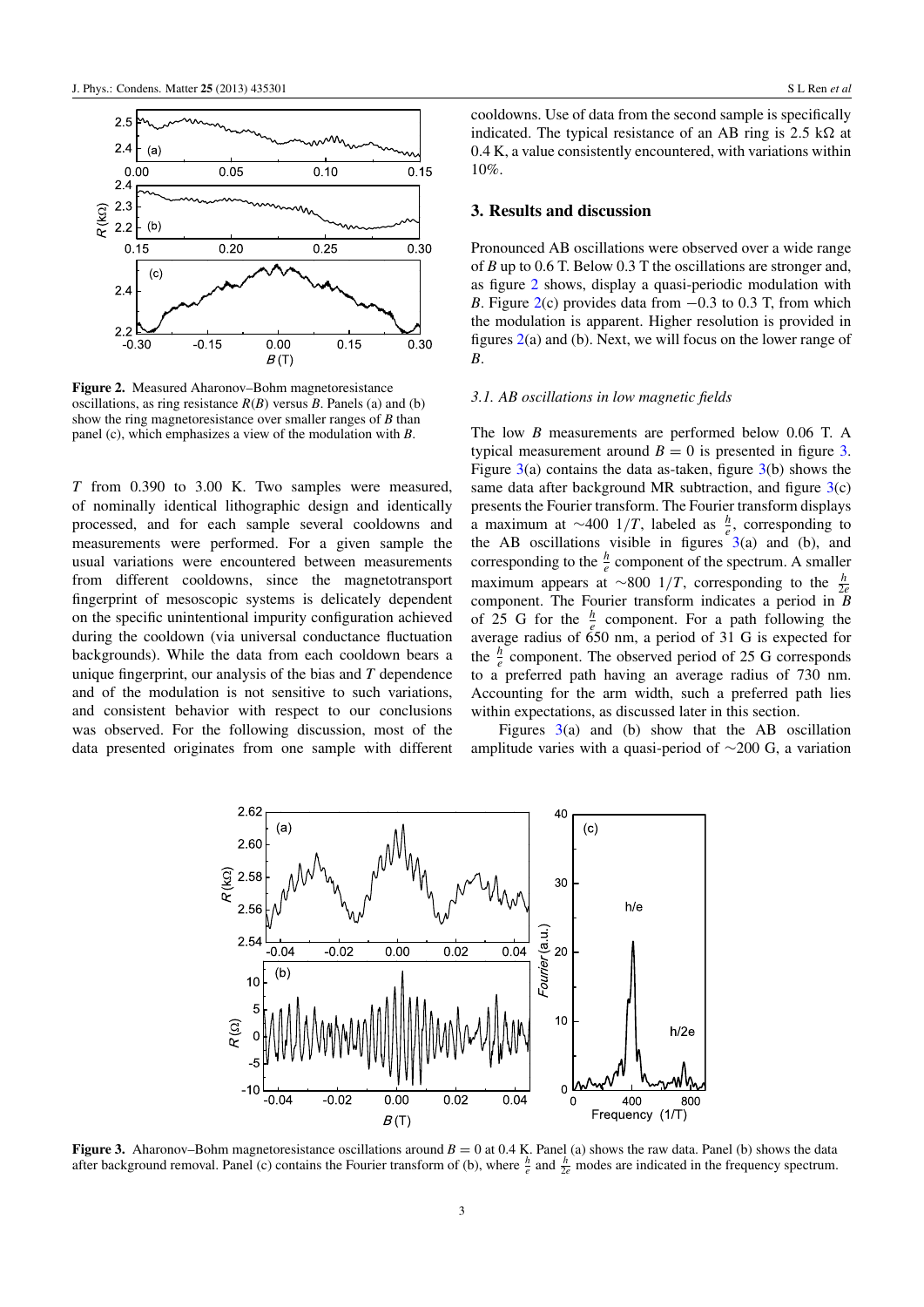**Figure 2.** Measured Aharonov–Bohm magnetoresistance oscillations, as ring resistance $R(B)$ versus $B$. Panels (a) and (b) show the ring magnetoresistance over smaller ranges of $B$ than panel (c), which emphasizes a view of the modulation with $B$.

$T$ from 0.390 to 3.00 K. Two samples were measured, of nominally identical lithographic design and identically processed, and for each sample several cooldowns and measurements were performed. For a given sample the usual variations were encountered between measurements from different cooldowns, since the magnetotransport fingerprint of mesoscopic systems is delicately dependent on the specific unintentional impurity configuration achieved during the cooldown (via universal conductance fluctuation backgrounds). While the data from each cooldown bears a unique fingerprint, our analysis of the bias and $T$ dependence and of the modulation is not sensitive to such variations, and consistent behavior with respect to our conclusions was observed. For the following discussion, most of the data presented originates from one sample with different cooldowns. Use of data from the second sample is specifically indicated. The typical resistance of an AB ring is 2.5 kΩ at 0.4 K, a value consistently encountered, with variations within 10%.

## 3. Results and discussion

Pronounced AB oscillations were observed over a wide range of $B$ up to 0.6 T. Below 0.3 T the oscillations are stronger and, as figure 2 shows, display a quasi-periodic modulation with $B$. Figure 2(c) provides data from −0.3 to 0.3 T, from which the modulation is apparent. Higher resolution is provided in figures 2(a) and (b). Next, we will focus on the lower range of $B$.

### *3.1. AB oscillations in low magnetic fields*

The low $B$ measurements are performed below 0.06 T. A typical measurement around $B = 0$ is presented in figure 3. Figure 3(a) contains the data as-taken, figure 3(b) shows the same data after background MR subtraction, and figure 3(c) presents the Fourier transform. The Fourier transform displays a maximum at ∼400 $1/T$, labeled as $\frac{h}{e}$, corresponding to the AB oscillations visible in figures 3(a) and (b), and corresponding to the $\frac{h}{e}$ component of the spectrum. A smaller maximum appears at ∼800 $1/T$, corresponding to the $\frac{h}{2e}$ component. The Fourier transform indicates a period in $B$ of 25 G for the $\frac{h}{e}$ component. For a path following the average radius of 650 nm, a period of 31 G is expected for the $\frac{h}{e}$ component. The observed period of 25 G corresponds to a preferred path having an average radius of 730 nm. Accounting for the arm width, such a preferred path lies within expectations, as discussed later in this section.

Figures 3(a) and (b) show that the AB oscillation amplitude varies with a quasi-period of ∼200 G, a variation

**Figure 3.** Aharonov–Bohm magnetoresistance oscillations around $B = 0$ at 0.4 K. Panel (a) shows the raw data. Panel (b) shows the data after background removal. Panel (c) contains the Fourier transform of (b), where $\frac{h}{e}$ and $\frac{h}{2e}$ modes are indicated in the frequency spectrum.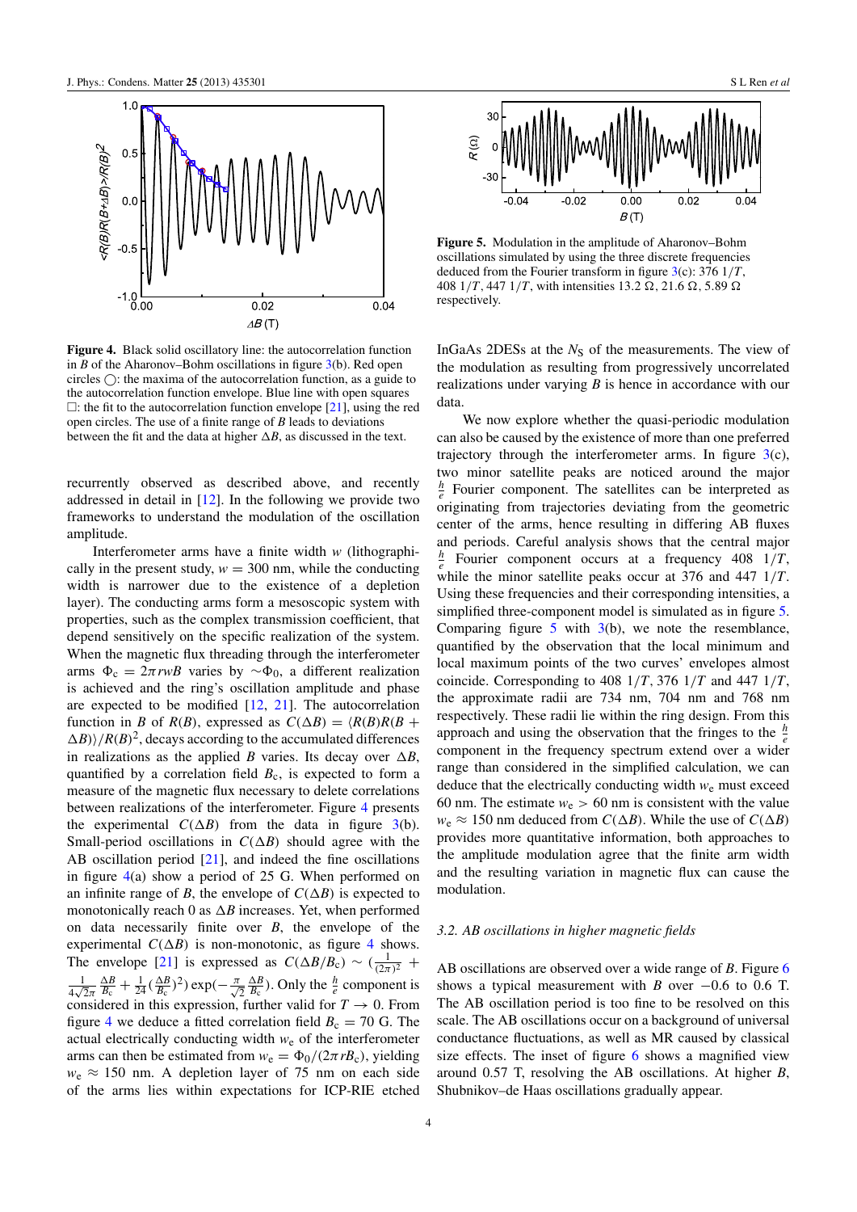Figure 4. Black solid oscillatory line: the autocorrelation function in $B$ of the Aharonov–Bohm oscillations in figure 3(b). Red open circles ◯: the maxima of the autocorrelation function, as a guide to the autocorrelation function envelope. Blue line with open squares □: the fit to the autocorrelation function envelope [21], using the red open circles. The use of a finite range of $B$ leads to deviations between the fit and the data at higher $\Delta B$, as discussed in the text.

recurrently observed as described above, and recently addressed in detail in [12]. In the following we provide two frameworks to understand the modulation of the oscillation amplitude.

Interferometer arms have a finite width $w$ (lithographically in the present study, $w = 300$ nm, while the conducting width is narrower due to the existence of a depletion layer). The conducting arms form a mesoscopic system with properties, such as the complex transmission coefficient, that depend sensitively on the specific realization of the system. When the magnetic flux threading through the interferometer arms $\Phi_c = 2\pi rwB$ varies by $\sim\Phi_0$, a different realization is achieved and the ring's oscillation amplitude and phase are expected to be modified [12, 21]. The autocorrelation function in $B$ of $R(B)$, expressed as $C(\Delta B) = \langle R(B)R(B + \Delta B)\rangle/R(B)^2$, decays according to the accumulated differences in realizations as the applied $B$ varies. Its decay over $\Delta B$, quantified by a correlation field $B_c$, is expected to form a measure of the magnetic flux necessary to delete correlations between realizations of the interferometer. Figure 4 presents the experimental $C(\Delta B)$ from the data in figure 3(b). Small-period oscillations in $C(\Delta B)$ should agree with the AB oscillation period [21], and indeed the fine oscillations in figure 4(a) show a period of 25 G. When performed on an infinite range of $B$, the envelope of $C(\Delta B)$ is expected to monotonically reach 0 as $\Delta B$ increases. Yet, when performed on data necessarily finite over $B$, the envelope of the experimental $C(\Delta B)$ is non-monotonic, as figure 4 shows. The envelope [21] is expressed as $C(\Delta B/B_c) \sim (\frac{1}{(2\pi)^2} + \frac{1}{4\sqrt{2\pi}}\frac{\Delta B}{B_c} + \frac{1}{24}(\frac{\Delta B}{B_c})^2)\exp(-\frac{\pi}{\sqrt{2}}\frac{\Delta B}{B_c})$. Only the $\frac{h}{e}$ component is considered in this expression, further valid for $T \to 0$. From figure 4 we deduce a fitted correlation field $B_c = 70$ G. The actual electrically conducting width $w_e$ of the interferometer arms can then be estimated from $w_e = \Phi_0/(2\pi rB_c)$, yielding $w_e \approx 150$ nm. A depletion layer of 75 nm on each side of the arms lies within expectations for ICP-RIE etched InGaAs 2DESs at the $N_S$ of the measurements. The view of the modulation as resulting from progressively uncorrelated realizations under varying $B$ is hence in accordance with our data.

Figure 5. Modulation in the amplitude of Aharonov–Bohm oscillations simulated by using the three discrete frequencies deduced from the Fourier transform in figure 3(c): 376 $1/T$, 408 $1/T$, 447 $1/T$, with intensities 13.2 Ω, 21.6 Ω, 5.89 Ω respectively.

We now explore whether the quasi-periodic modulation can also be caused by the existence of more than one preferred trajectory through the interferometer arms. In figure 3(c), two minor satellite peaks are noticed around the major $\frac{h}{e}$ Fourier component. The satellites can be interpreted as originating from trajectories deviating from the geometric center of the arms, hence resulting in differing AB fluxes and periods. Careful analysis shows that the central major $\frac{h}{e}$ Fourier component occurs at a frequency 408 $1/T$, while the minor satellite peaks occur at 376 and 447 $1/T$. Using these frequencies and their corresponding intensities, a simplified three-component model is simulated as in figure 5. Comparing figure 5 with 3(b), we note the resemblance, quantified by the observation that the local minimum and local maximum points of the two curves' envelopes almost coincide. Corresponding to 408 $1/T$, 376 $1/T$ and 447 $1/T$, the approximate radii are 734 nm, 704 nm and 768 nm respectively. These radii lie within the ring design. From this approach and using the observation that the fringes to the $\frac{h}{e}$ component in the frequency spectrum extend over a wider range than considered in the simplified calculation, we can deduce that the electrically conducting width $w_e$ must exceed 60 nm. The estimate $w_e > 60$ nm is consistent with the value $w_e \approx 150$ nm deduced from $C(\Delta B)$. While the use of $C(\Delta B)$ provides more quantitative information, both approaches to the amplitude modulation agree that the finite arm width and the resulting variation in magnetic flux can cause the modulation.

### 3.2. AB oscillations in higher magnetic fields

AB oscillations are observed over a wide range of $B$. Figure 6 shows a typical measurement with $B$ over −0.6 to 0.6 T. The AB oscillation period is too fine to be resolved on this scale. The AB oscillations occur on a background of universal conductance fluctuations, as well as MR caused by classical size effects. The inset of figure 6 shows a magnified view around 0.57 T, resolving the AB oscillations. At higher $B$, Shubnikov–de Haas oscillations gradually appear.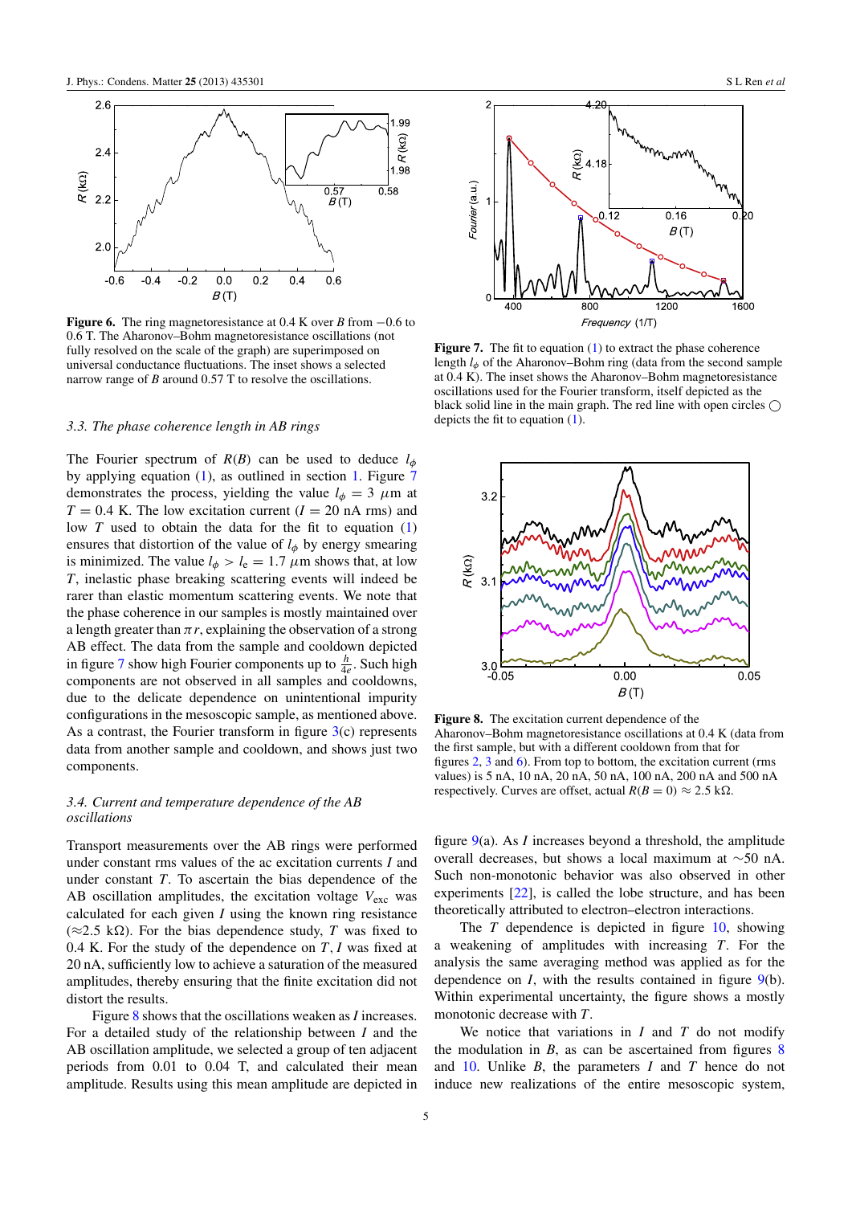**Figure 6.** The ring magnetoresistance at 0.4 K over $B$ from −0.6 to 0.6 T. The Aharonov–Bohm magnetoresistance oscillations (not fully resolved on the scale of the graph) are superimposed on universal conductance fluctuations. The inset shows a selected narrow range of $B$ around 0.57 T to resolve the oscillations.

**Figure 7.** The fit to equation (1) to extract the phase coherence length $l_\phi$ of the Aharonov–Bohm ring (data from the second sample at 0.4 K). The inset shows the Aharonov–Bohm magnetoresistance oscillations used for the Fourier transform, itself depicted as the black solid line in the main graph. The red line with open circles ○ depicts the fit to equation (1).

### *3.3. The phase coherence length in AB rings*

The Fourier spectrum of $R(B)$ can be used to deduce $l_\phi$ by applying equation (1), as outlined in section 1. Figure 7 demonstrates the process, yielding the value $l_\phi = 3\ \mu$m at $T = 0.4$ K. The low excitation current ($I = 20$ nA rms) and low $T$ used to obtain the data for the fit to equation (1) ensures that distortion of the value of $l_\phi$ by energy smearing is minimized. The value $l_\phi > l_e = 1.7\ \mu$m shows that, at low $T$, inelastic phase breaking scattering events will indeed be rarer than elastic momentum scattering events. We note that the phase coherence in our samples is mostly maintained over a length greater than $\pi r$, explaining the observation of a strong AB effect. The data from the sample and cooldown depicted in figure 7 show high Fourier components up to $\frac{h}{4e}$. Such high components are not observed in all samples and cooldowns, due to the delicate dependence on unintentional impurity configurations in the mesoscopic sample, as mentioned above. As a contrast, the Fourier transform in figure 3(c) represents data from another sample and cooldown, and shows just two components.

### *3.4. Current and temperature dependence of the AB oscillations*

Transport measurements over the AB rings were performed under constant rms values of the ac excitation currents $I$ and under constant $T$. To ascertain the bias dependence of the AB oscillation amplitudes, the excitation voltage $V_{exc}$ was calculated for each given $I$ using the known ring resistance (≈2.5 kΩ). For the bias dependence study, $T$ was fixed to 0.4 K. For the study of the dependence on $T$, $I$ was fixed at 20 nA, sufficiently low to achieve a saturation of the measured amplitudes, thereby ensuring that the finite excitation did not distort the results.

Figure 8 shows that the oscillations weaken as $I$ increases. For a detailed study of the relationship between $I$ and the AB oscillation amplitude, we selected a group of ten adjacent periods from 0.01 to 0.04 T, and calculated their mean amplitude. Results using this mean amplitude are depicted in figure 9(a). As $I$ increases beyond a threshold, the amplitude overall decreases, but shows a local maximum at ∼50 nA. Such non-monotonic behavior was also observed in other experiments [22], is called the lobe structure, and has been theoretically attributed to electron–electron interactions.

**Figure 8.** The excitation current dependence of the Aharonov–Bohm magnetoresistance oscillations at 0.4 K (data from the first sample, but with a different cooldown from that for figures 2, 3 and 6). From top to bottom, the excitation current (rms values) is 5 nA, 10 nA, 20 nA, 50 nA, 100 nA, 200 nA and 500 nA respectively. Curves are offset, actual $R(B = 0) \approx 2.5$ kΩ.

The $T$ dependence is depicted in figure 10, showing a weakening of amplitudes with increasing $T$. For the analysis the same averaging method was applied as for the dependence on $I$, with the results contained in figure 9(b). Within experimental uncertainty, the figure shows a mostly monotonic decrease with $T$.

We notice that variations in $I$ and $T$ do not modify the modulation in $B$, as can be ascertained from figures 8 and 10. Unlike $B$, the parameters $I$ and $T$ hence do not induce new realizations of the entire mesoscopic system,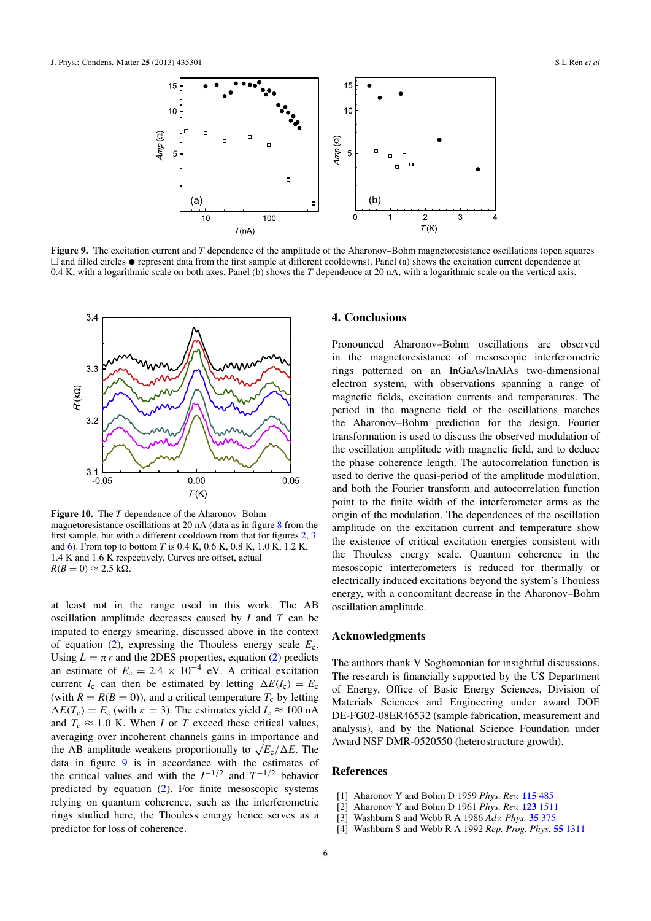**Figure 9.** The excitation current and $T$ dependence of the amplitude of the Aharonov–Bohm magnetoresistance oscillations (open squares □ and filled circles ● represent data from the first sample at different cooldowns). Panel (a) shows the excitation current dependence at 0.4 K, with a logarithmic scale on both axes. Panel (b) shows the $T$ dependence at 20 nA, with a logarithmic scale on the vertical axis.

**Figure 10.** The $T$ dependence of the Aharonov–Bohm magnetoresistance oscillations at 20 nA (data as in figure 8 from the first sample, but with a different cooldown from that for figures 2, 3 and 6). From top to bottom $T$ is 0.4 K, 0.6 K, 0.8 K, 1.0 K, 1.2 K, 1.4 K and 1.6 K respectively. Curves are offset, actual $R(B = 0) \approx 2.5$ k$\Omega$.

at least not in the range used in this work. The AB oscillation amplitude decreases caused by $I$ and $T$ can be imputed to energy smearing, discussed above in the context of equation (2), expressing the Thouless energy scale $E_c$. Using $L = \pi r$ and the 2DES properties, equation (2) predicts an estimate of $E_c = 2.4 \times 10^{-4}$ eV. A critical excitation current $I_c$ can then be estimated by letting $\Delta E(I_c) = E_c$ (with $R = R(B = 0)$), and a critical temperature $T_c$ by letting $\Delta E(T_c) = E_c$ (with $\kappa = 3$). The estimates yield $I_c \approx 100$ nA and $T_c \approx 1.0$ K. When $I$ or $T$ exceed these critical values, averaging over incoherent channels gains in importance and the AB amplitude weakens proportionally to $\sqrt{E_c/\Delta E}$. The data in figure 9 is in accordance with the estimates of the critical values and with the $I^{-1/2}$ and $T^{-1/2}$ behavior predicted by equation (2). For finite mesoscopic systems relying on quantum coherence, such as the interferometric rings studied here, the Thouless energy hence serves as a predictor for loss of coherence.

## 4. Conclusions

Pronounced Aharonov–Bohm oscillations are observed in the magnetoresistance of mesoscopic interferometric rings patterned on an InGaAs/InAlAs two-dimensional electron system, with observations spanning a range of magnetic fields, excitation currents and temperatures. The period in the magnetic field of the oscillations matches the Aharonov–Bohm prediction for the design. Fourier transformation is used to discuss the observed modulation of the oscillation amplitude with magnetic field, and to deduce the phase coherence length. The autocorrelation function is used to derive the quasi-period of the amplitude modulation, and both the Fourier transform and autocorrelation function point to the finite width of the interferometer arms as the origin of the modulation. The dependences of the oscillation amplitude on the excitation current and temperature show the existence of critical excitation energies consistent with the Thouless energy scale. Quantum coherence in the mesoscopic interferometers is reduced for thermally or electrically induced excitations beyond the system's Thouless energy, with a concomitant decrease in the Aharonov–Bohm oscillation amplitude.

## Acknowledgments

The authors thank V Soghomonian for insightful discussions. The research is financially supported by the US Department of Energy, Office of Basic Energy Sciences, Division of Materials Sciences and Engineering under award DOE DE-FG02-08ER46532 (sample fabrication, measurement and analysis), and by the National Science Foundation under Award NSF DMR-0520550 (heterostructure growth).

## References

[1] Aharonov Y and Bohm D 1959 *Phys. Rev.* **115** 485
[2] Aharonov Y and Bohm D 1961 *Phys. Rev.* **123** 1511
[3] Washburn S and Webb R A 1986 *Adv. Phys.* **35** 375
[4] Washburn S and Webb R A 1992 *Rep. Prog. Phys.* **55** 1311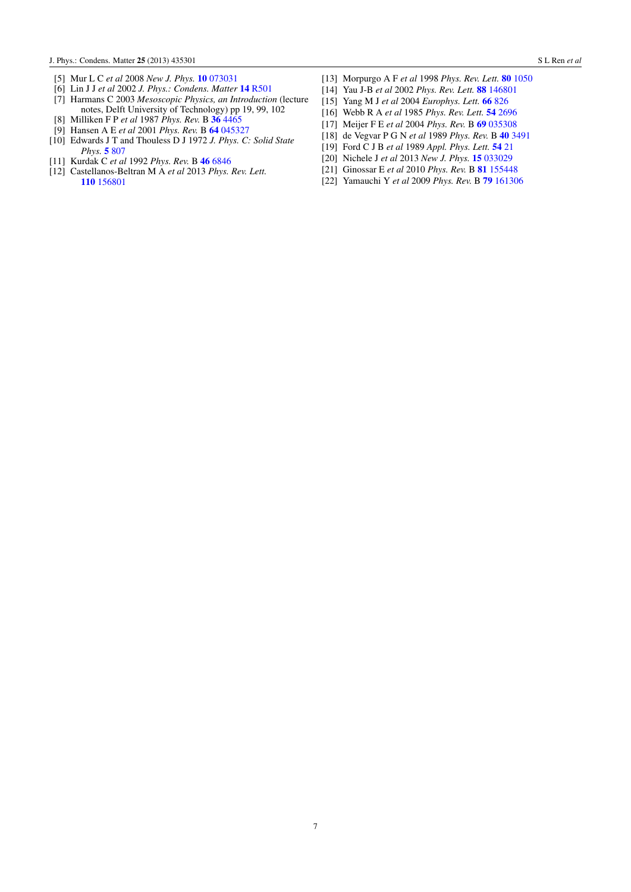[5] Mur L C *et al* 2008 *New J. Phys.* **10** 073031
[6] Lin J J *et al* 2002 *J. Phys.: Condens. Matter* **14** R501
[7] Harmans C 2003 *Mesoscopic Physics, an Introduction* (lecture notes, Delft University of Technology) pp 19, 99, 102
[8] Milliken F P *et al* 1987 *Phys. Rev.* B **36** 4465
[9] Hansen A E *et al* 2001 *Phys. Rev.* B **64** 045327
[10] Edwards J T and Thouless D J 1972 *J. Phys. C: Solid State Phys.* **5** 807
[11] Kurdak C *et al* 1992 *Phys. Rev.* B **46** 6846
[12] Castellanos-Beltran M A *et al* 2013 *Phys. Rev. Lett.* **110** 156801
[13] Morpurgo A F *et al* 1998 *Phys. Rev. Lett.* **80** 1050
[14] Yau J-B *et al* 2002 *Phys. Rev. Lett.* **88** 146801
[15] Yang M J *et al* 2004 *Europhys. Lett.* **66** 826
[16] Webb R A *et al* 1985 *Phys. Rev. Lett.* **54** 2696
[17] Meijer F E *et al* 2004 *Phys. Rev.* B **69** 035308
[18] de Vegvar P G N *et al* 1989 *Phys. Rev.* B **40** 3491
[19] Ford C J B *et al* 1989 *Appl. Phys. Lett.* **54** 21
[20] Nichele J *et al* 2013 *New J. Phys.* **15** 033029
[21] Ginossar E *et al* 2010 *Phys. Rev.* B **81** 155448
[22] Yamauchi Y *et al* 2009 *Phys. Rev.* B **79** 161306